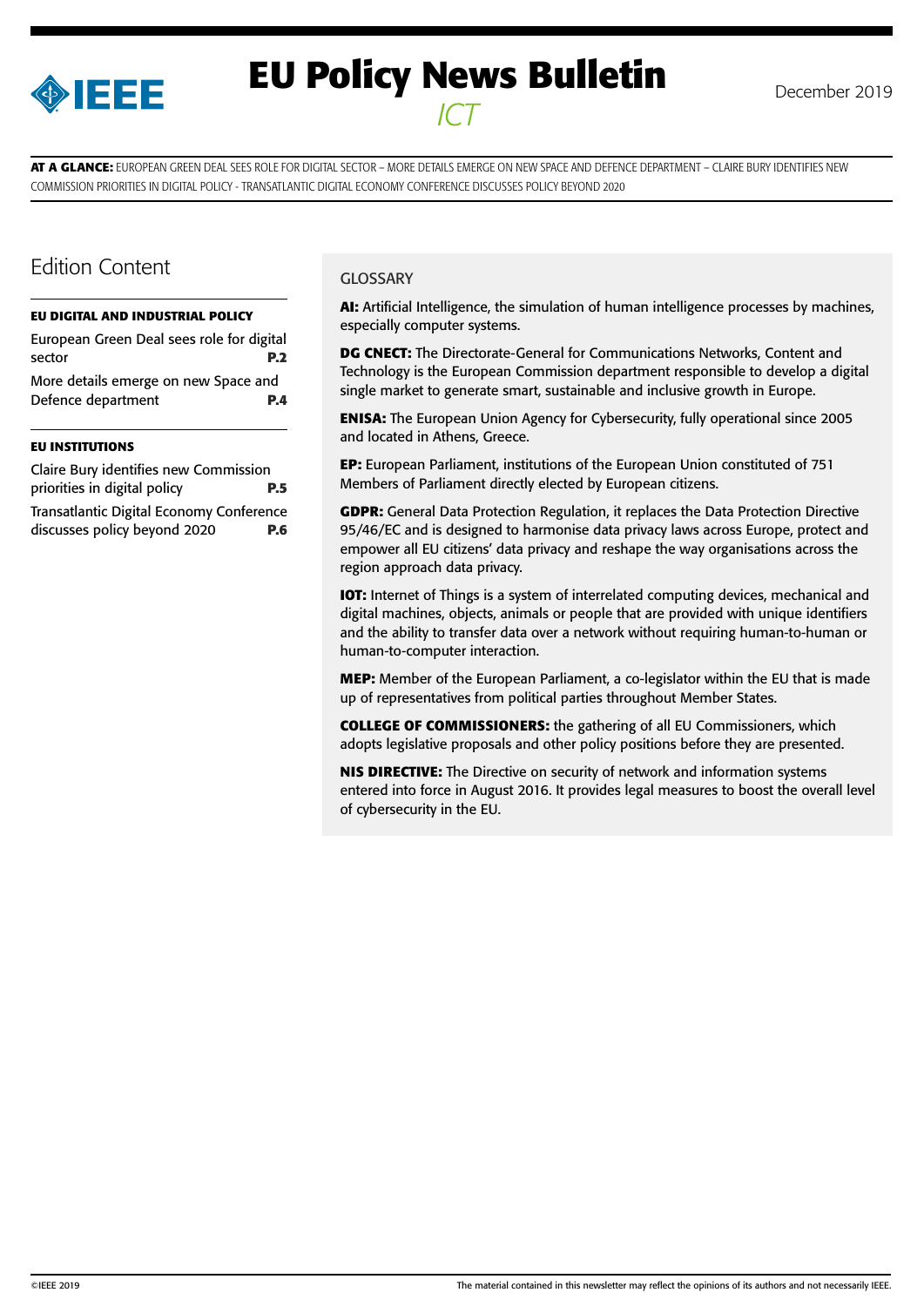# EU Policy News Bulletin

*ICT*

December 2019

**AT A GLANCE:** EUROPEAN GREEN DEAL SEES ROLE FOR DIGITAL SECTOR – MORE DETAILS EMERGE ON NEW SPACE AND DEFENCE DEPARTMENT – CLAIRE BURY IDENTIFIES NEW COMMISSION PRIORITIES IN DIGITAL POLICY - TRANSATLANTIC DIGITAL ECONOMY CONFERENCE DISCUSSES POLICY BEYOND 2020

## Edition Content

**EU DIGITAL AND INDUSTRIAL POLICY**

European Green Deal sees role for digital sector **P.2**

More details emerge on new Space and Defence department **P.4**

**EU INSTITUTIONS**

Claire Bury identifies new Commission priorities in digital policy **P.5**

Transatlantic Digital Economy Conference discusses policy beyond 2020 **P.6**

## GLOSSARY

**AI:** Artificial Intelligence, the simulation of human intelligence processes by machines, especially computer systems.

**DG CNECT:** The Directorate-General for Communications Networks, Content and Technology is the European Commission department responsible to develop a digital single market to generate smart, sustainable and inclusive growth in Europe.

**ENISA:** The European Union Agency for Cybersecurity, fully operational since 2005 and located in Athens, Greece.

**EP:** European Parliament, institutions of the European Union constituted of 751 Members of Parliament directly elected by European citizens.

**GDPR:** General Data Protection Regulation, it replaces the Data Protection Directive 95/46/EC and is designed to harmonise data privacy laws across Europe, protect and empower all EU citizens' data privacy and reshape the way organisations across the region approach data privacy.

**IOT:** Internet of Things is a system of interrelated computing devices, mechanical and digital machines, objects, animals or people that are provided with unique identifiers and the ability to transfer data over a network without requiring human-to-human or human-to-computer interaction.

**MEP:** Member of the European Parliament, a co-legislator within the EU that is made up of representatives from political parties throughout Member States.

**COLLEGE OF COMMISSIONERS:** the gathering of all EU Commissioners, which adopts legislative proposals and other policy positions before they are presented.

**NIS DIRECTIVE:** The Directive on security of network and information systems entered into force in August 2016. It provides legal measures to boost the overall level of cybersecurity in the EU.

©IEEE 2019 — The material contained in this newsletter may reflect the opinions of its authors and not necessarily IEEE.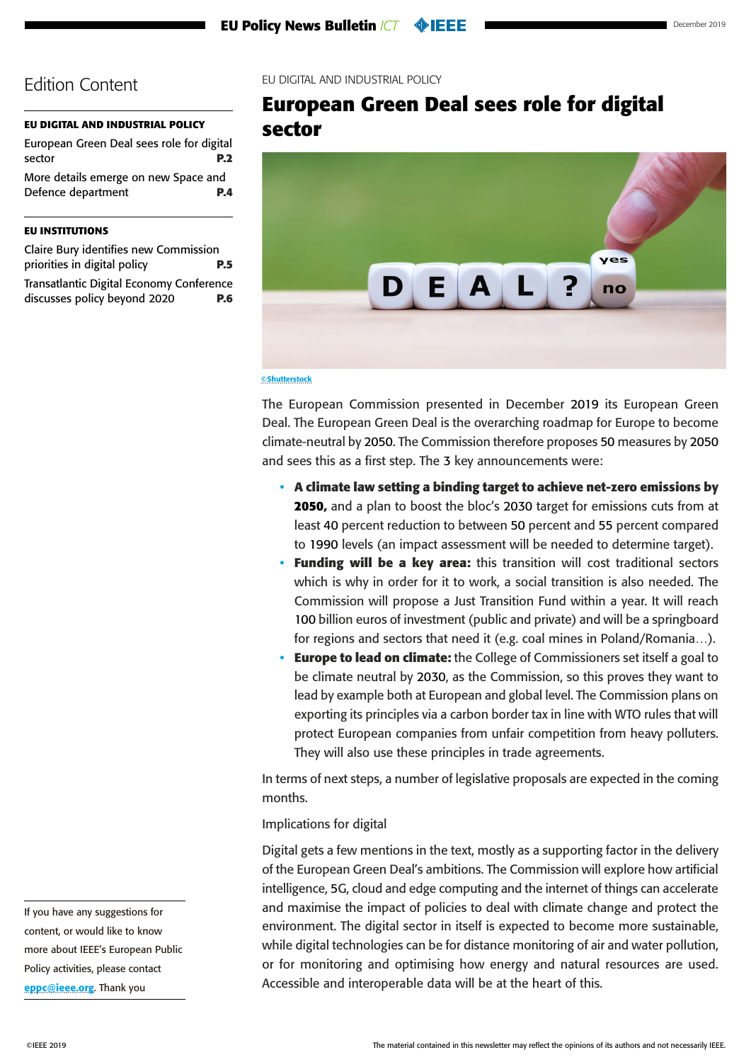## Edition Content

**EU DIGITAL AND INDUSTRIAL POLICY**

European Green Deal sees role for digital sector **P.2**

More details emerge on new Space and Defence department **P.4**

**EU INSTITUTIONS**

Claire Bury identifies new Commission priorities in digital policy **P.5**

Transatlantic Digital Economy Conference discusses policy beyond 2020 **P.6**

If you have any suggestions for content, or would like to know more about IEEE's European Public Policy activities, please contact eppc@ieee.org. Thank you

EU DIGITAL AND INDUSTRIAL POLICY

# European Green Deal sees role for digital sector

©Shutterstock

The European Commission presented in December 2019 its European Green Deal. The European Green Deal is the overarching roadmap for Europe to become climate-neutral by 2050. The Commission therefore proposes 50 measures by 2050 and sees this as a first step. The 3 key announcements were:

- **A climate law setting a binding target to achieve net-zero emissions by 2050,** and a plan to boost the bloc's 2030 target for emissions cuts from at least 40 percent reduction to between 50 percent and 55 percent compared to 1990 levels (an impact assessment will be needed to determine target).
- **Funding will be a key area:** this transition will cost traditional sectors which is why in order for it to work, a social transition is also needed. The Commission will propose a Just Transition Fund within a year. It will reach 100 billion euros of investment (public and private) and will be a springboard for regions and sectors that need it (e.g. coal mines in Poland/Romania…).
- **Europe to lead on climate:** the College of Commissioners set itself a goal to be climate neutral by 2030, as the Commission, so this proves they want to lead by example both at European and global level. The Commission plans on exporting its principles via a carbon border tax in line with WTO rules that will protect European companies from unfair competition from heavy polluters. They will also use these principles in trade agreements.

In terms of next steps, a number of legislative proposals are expected in the coming months.

Implications for digital

Digital gets a few mentions in the text, mostly as a supporting factor in the delivery of the European Green Deal's ambitions. The Commission will explore how artificial intelligence, 5G, cloud and edge computing and the internet of things can accelerate and maximise the impact of policies to deal with climate change and protect the environment. The digital sector in itself is expected to become more sustainable, while digital technologies can be for distance monitoring of air and water pollution, or for monitoring and optimising how energy and natural resources are used. Accessible and interoperable data will be at the heart of this.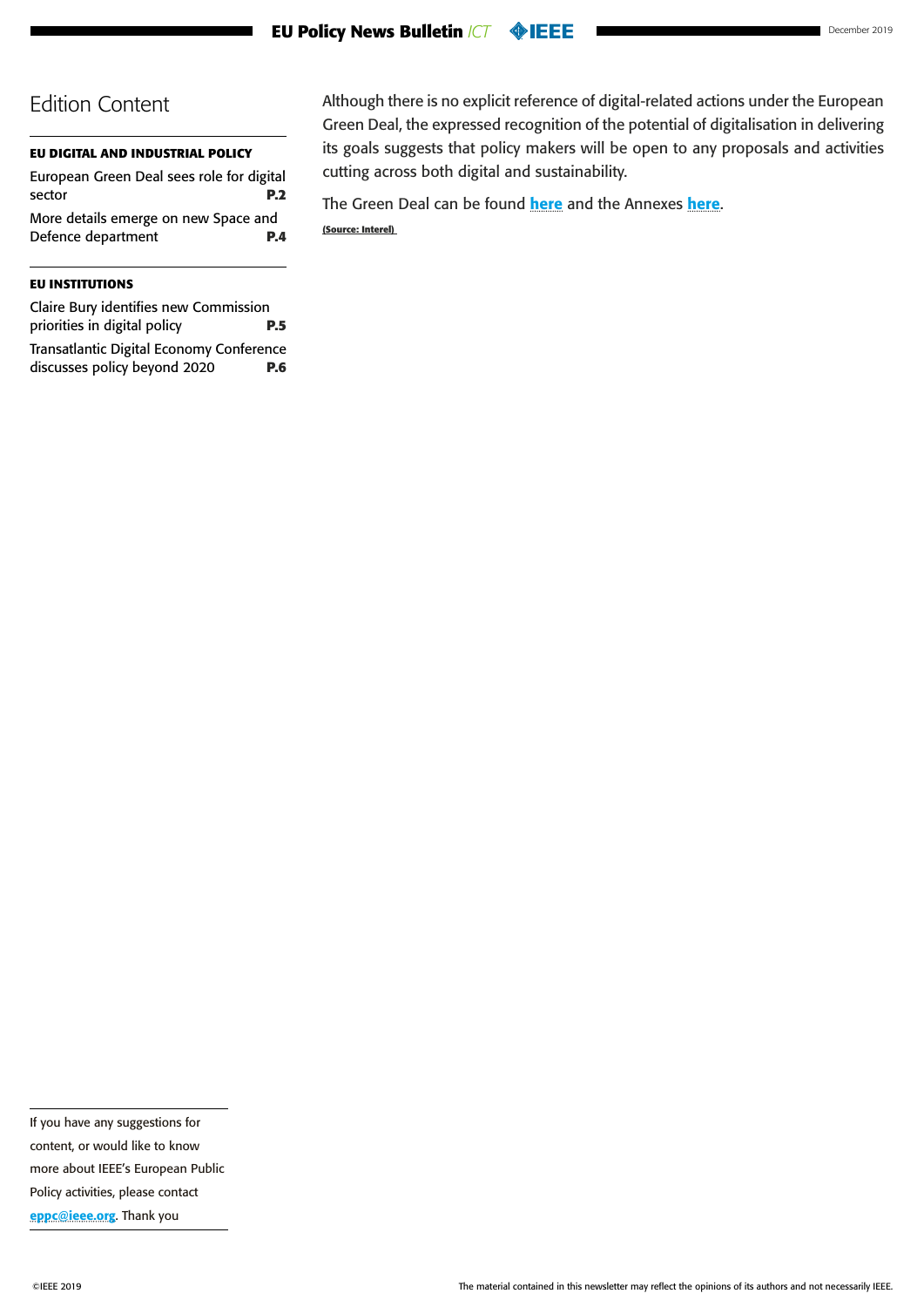# Edition Content

**EU DIGITAL AND INDUSTRIAL POLICY**

European Green Deal sees role for digital sector **P.2**

More details emerge on new Space and Defence department **P.4**

**EU INSTITUTIONS**

Claire Bury identifies new Commission priorities in digital policy **P.5**

Transatlantic Digital Economy Conference discusses policy beyond 2020 **P.6**

If you have any suggestions for content, or would like to know more about IEEE's European Public Policy activities, please contact **eppc@ieee.org**. Thank you

Although there is no explicit reference of digital-related actions under the European Green Deal, the expressed recognition of the potential of digitalisation in delivering its goals suggests that policy makers will be open to any proposals and activities cutting across both digital and sustainability.

The Green Deal can be found **here** and the Annexes **here**.

**(Source: Interel)**

The material contained in this newsletter may reflect the opinions of its authors and not necessarily IEEE.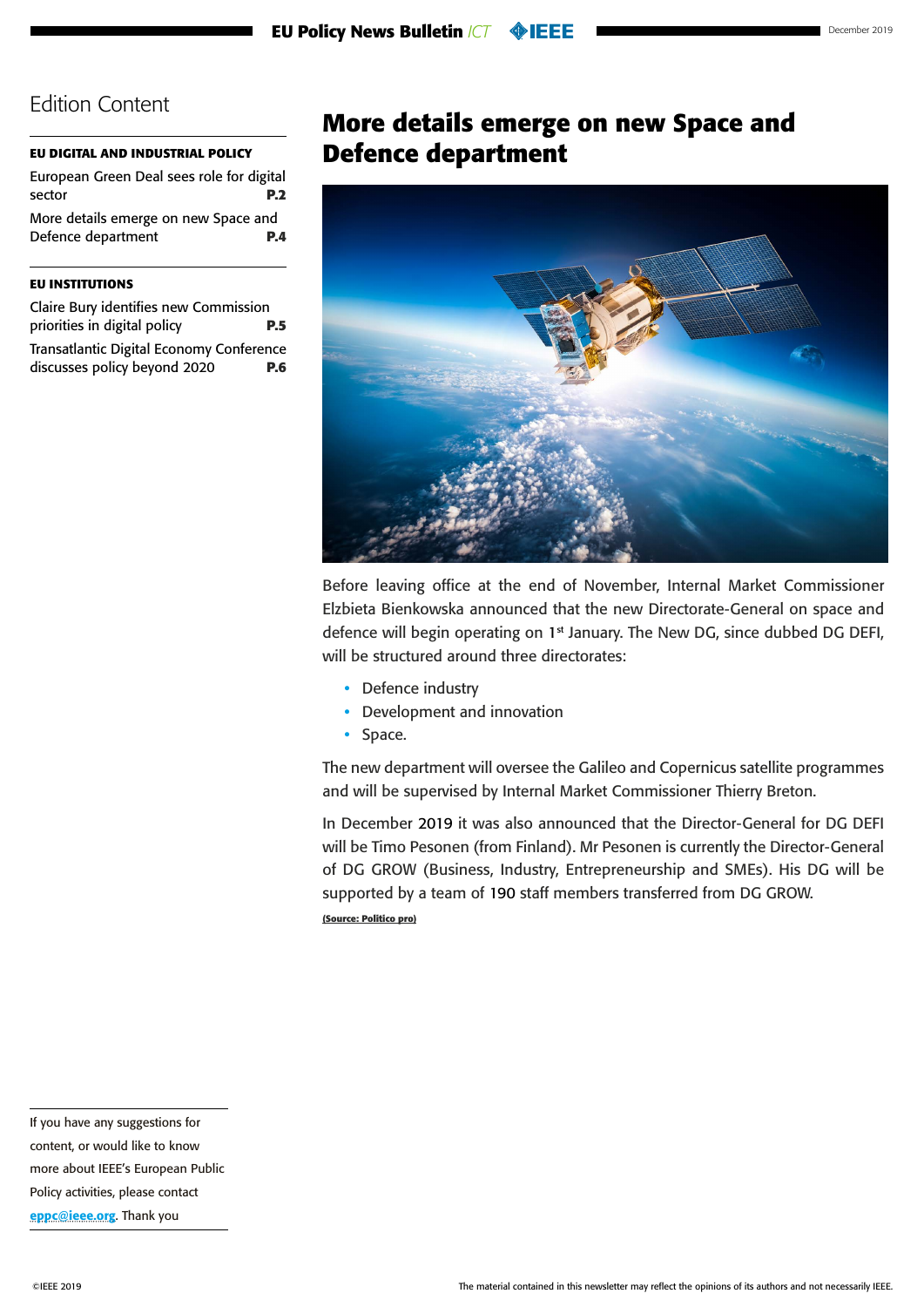## Edition Content

**EU DIGITAL AND INDUSTRIAL POLICY**

European Green Deal sees role for digital sector **P.2**

More details emerge on new Space and Defence department **P.4**

**EU INSTITUTIONS**

Claire Bury identifies new Commission priorities in digital policy **P.5**

Transatlantic Digital Economy Conference discusses policy beyond 2020 **P.6**

# More details emerge on new Space and Defence department

Before leaving office at the end of November, Internal Market Commissioner Elzbieta Bienkowska announced that the new Directorate-General on space and defence will begin operating on 1st January. The New DG, since dubbed DG DEFI, will be structured around three directorates:

- Defence industry
- Development and innovation
- Space.

The new department will oversee the Galileo and Copernicus satellite programmes and will be supervised by Internal Market Commissioner Thierry Breton.

In December 2019 it was also announced that the Director-General for DG DEFI will be Timo Pesonen (from Finland). Mr Pesonen is currently the Director-General of DG GROW (Business, Industry, Entrepreneurship and SMEs). His DG will be supported by a team of 190 staff members transferred from DG GROW.

**(Source: Politico pro)**

If you have any suggestions for content, or would like to know more about IEEE's European Public Policy activities, please contact **eppc@ieee.org**. Thank you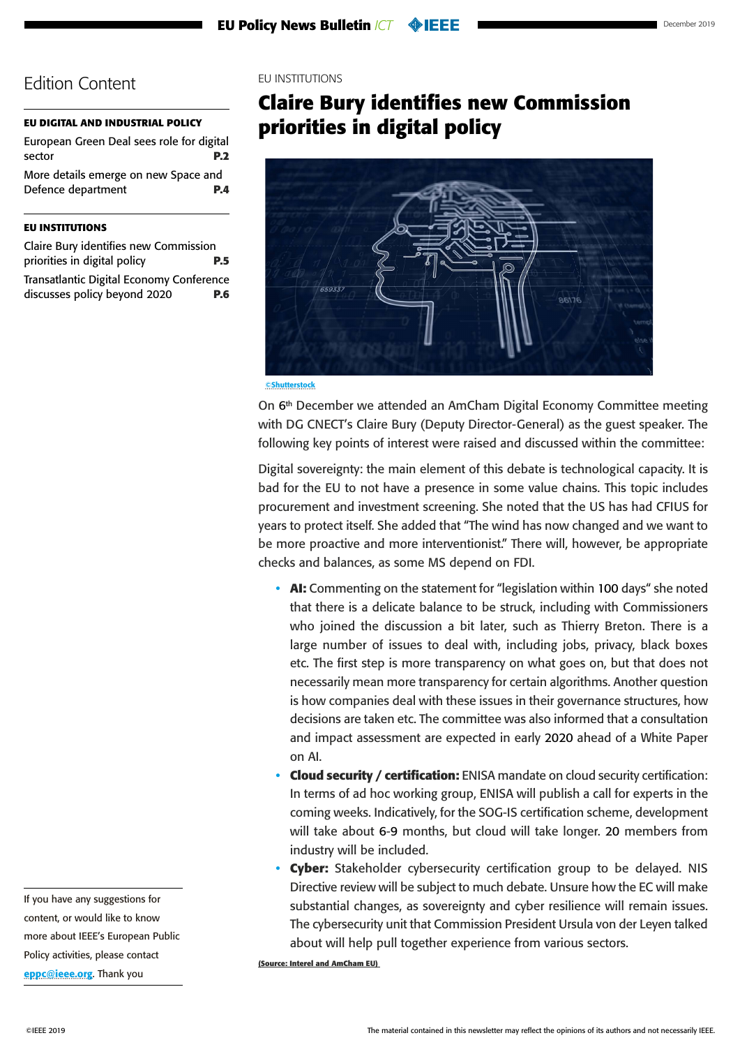## Edition Content

**EU DIGITAL AND INDUSTRIAL POLICY**

European Green Deal sees role for digital sector **P.2**

More details emerge on new Space and Defence department **P.4**

**EU INSTITUTIONS**

Claire Bury identifies new Commission priorities in digital policy **P.5**

Transatlantic Digital Economy Conference discusses policy beyond 2020 **P.6**

If you have any suggestions for content, or would like to know more about IEEE's European Public Policy activities, please contact eppc@ieee.org. Thank you

EU INSTITUTIONS

# Claire Bury identifies new Commission priorities in digital policy

©Shutterstock

On 6th December we attended an AmCham Digital Economy Committee meeting with DG CNECT's Claire Bury (Deputy Director-General) as the guest speaker. The following key points of interest were raised and discussed within the committee:

Digital sovereignty: the main element of this debate is technological capacity. It is bad for the EU to not have a presence in some value chains. This topic includes procurement and investment screening. She noted that the US has had CFIUS for years to protect itself. She added that "The wind has now changed and we want to be more proactive and more interventionist." There will, however, be appropriate checks and balances, as some MS depend on FDI.

- **AI:** Commenting on the statement for "legislation within 100 days" she noted that there is a delicate balance to be struck, including with Commissioners who joined the discussion a bit later, such as Thierry Breton. There is a large number of issues to deal with, including jobs, privacy, black boxes etc. The first step is more transparency on what goes on, but that does not necessarily mean more transparency for certain algorithms. Another question is how companies deal with these issues in their governance structures, how decisions are taken etc. The committee was also informed that a consultation and impact assessment are expected in early 2020 ahead of a White Paper on AI.
- **Cloud security / certification:** ENISA mandate on cloud security certification: In terms of ad hoc working group, ENISA will publish a call for experts in the coming weeks. Indicatively, for the SOG-IS certification scheme, development will take about 6-9 months, but cloud will take longer. 20 members from industry will be included.
- **Cyber:** Stakeholder cybersecurity certification group to be delayed. NIS Directive review will be subject to much debate. Unsure how the EC will make substantial changes, as sovereignty and cyber resilience will remain issues. The cybersecurity unit that Commission President Ursula von der Leyen talked about will help pull together experience from various sectors.

(Source: Interel and AmCham EU)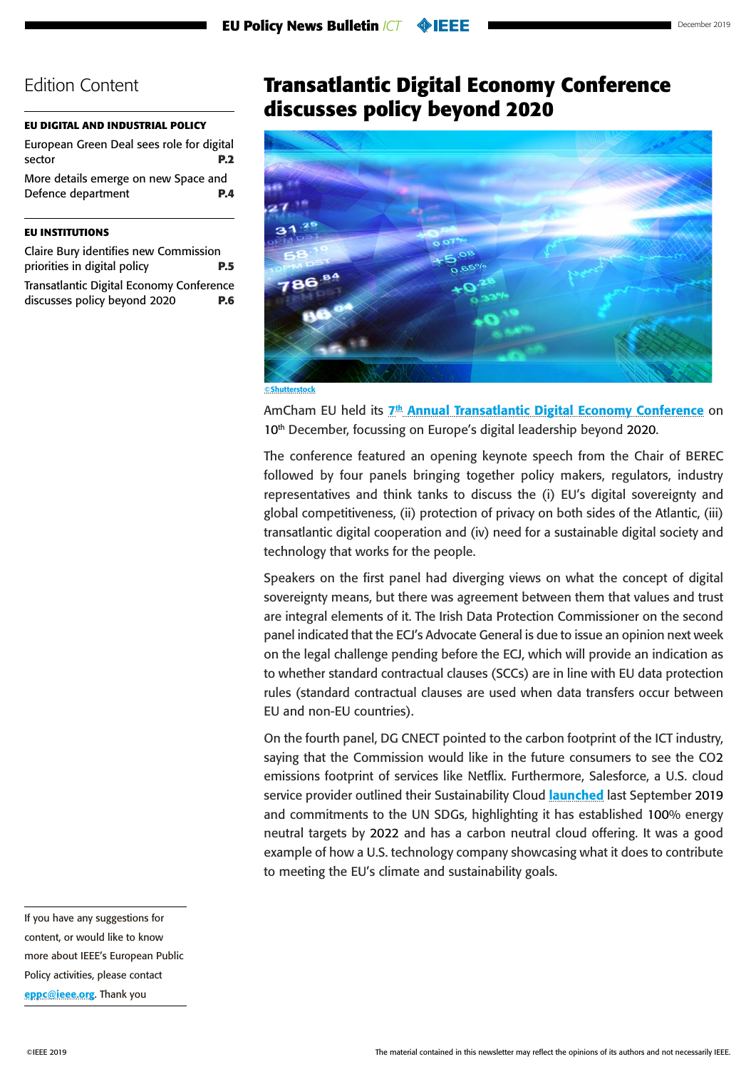## Edition Content

**EU DIGITAL AND INDUSTRIAL POLICY**

European Green Deal sees role for digital sector **P.2**

More details emerge on new Space and Defence department **P.4**

**EU INSTITUTIONS**

Claire Bury identifies new Commission priorities in digital policy **P.5**

Transatlantic Digital Economy Conference discusses policy beyond 2020 **P.6**

# Transatlantic Digital Economy Conference discusses policy beyond 2020

©Shutterstock

AmCham EU held its 7th Annual Transatlantic Digital Economy Conference on 10th December, focussing on Europe's digital leadership beyond 2020.

The conference featured an opening keynote speech from the Chair of BEREC followed by four panels bringing together policy makers, regulators, industry representatives and think tanks to discuss the (i) EU's digital sovereignty and global competitiveness, (ii) protection of privacy on both sides of the Atlantic, (iii) transatlantic digital cooperation and (iv) need for a sustainable digital society and technology that works for the people.

Speakers on the first panel had diverging views on what the concept of digital sovereignty means, but there was agreement between them that values and trust are integral elements of it. The Irish Data Protection Commissioner on the second panel indicated that the ECJ's Advocate General is due to issue an opinion next week on the legal challenge pending before the ECJ, which will provide an indication as to whether standard contractual clauses (SCCs) are in line with EU data protection rules (standard contractual clauses are used when data transfers occur between EU and non-EU countries).

On the fourth panel, DG CNECT pointed to the carbon footprint of the ICT industry, saying that the Commission would like in the future consumers to see the CO2 emissions footprint of services like Netflix. Furthermore, Salesforce, a U.S. cloud service provider outlined their Sustainability Cloud launched last September 2019 and commitments to the UN SDGs, highlighting it has established 100% energy neutral targets by 2022 and has a carbon neutral cloud offering. It was a good example of how a U.S. technology company showcasing what it does to contribute to meeting the EU's climate and sustainability goals.

If you have any suggestions for content, or would like to know more about IEEE's European Public Policy activities, please contact eppc@ieee.org. Thank you

©IEEE 2019

The material contained in this newsletter may reflect the opinions of its authors and not necessarily IEEE.